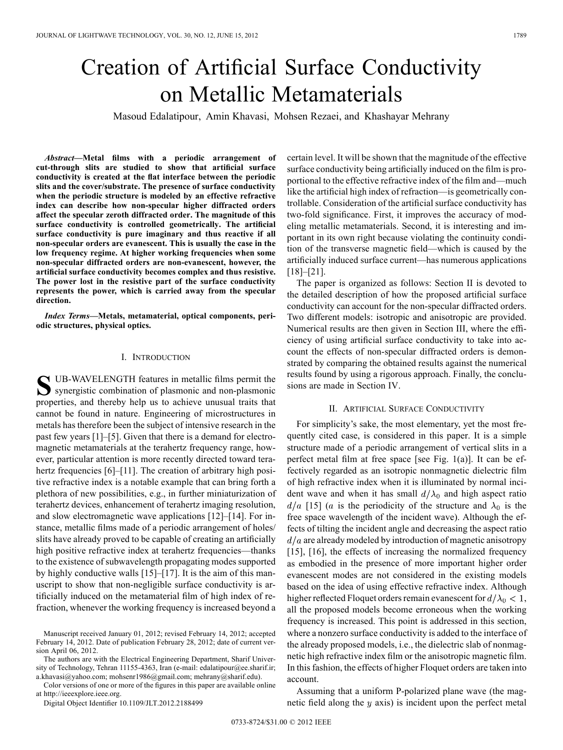# Creation of Artificial Surface Conductivity on Metallic Metamaterials

Masoud Edalatipour, Amin Khavasi, Mohsen Rezaei, and Khashayar Mehrany

***Abstract*—Metal films with a periodic arrangement of cut-through slits are studied to show that artificial surface conductivity is created at the flat interface between the periodic slits and the cover/substrate. The presence of surface conductivity when the periodic structure is modeled by an effective refractive index can describe how non-specular higher diffracted orders affect the specular zeroth diffracted order. The magnitude of this surface conductivity is controlled geometrically. The artificial surface conductivity is pure imaginary and thus reactive if all non-specular orders are evanescent. This is usually the case in the low frequency regime. At higher working frequencies when some non-specular diffracted orders are non-evanescent, however, the artificial surface conductivity becomes complex and thus resistive. The power lost in the resistive part of the surface conductivity represents the power, which is carried away from the specular direction.**

***Index Terms*—Metals, metamaterial, optical components, periodic structures, physical optics.**

## I. Introduction

SUB-WAVELENGTH features in metallic films permit the synergistic combination of plasmonic and non-plasmonic properties, and thereby help us to achieve unusual traits that cannot be found in nature. Engineering of microstructures in metals has therefore been the subject of intensive research in the past few years [1]–[5]. Given that there is a demand for electromagnetic metamaterials at the terahertz frequency range, however, particular attention is more recently directed toward terahertz frequencies [6]–[11]. The creation of arbitrary high positive refractive index is a notable example that can bring forth a plethora of new possibilities, e.g., in further miniaturization of terahertz devices, enhancement of terahertz imaging resolution, and slow electromagnetic wave applications [12]–[14]. For instance, metallic films made of a periodic arrangement of holes/slits have already proved to be capable of creating an artificially high positive refractive index at terahertz frequencies—thanks to the existence of subwavelength propagating modes supported by highly conductive walls [15]–[17]. It is the aim of this manuscript to show that non-negligible surface conductivity is artificially induced on the metamaterial film of high index of refraction, whenever the working frequency is increased beyond a certain level. It will be shown that the magnitude of the effective surface conductivity being artificially induced on the film is proportional to the effective refractive index of the film and—much like the artificial high index of refraction—is geometrically controllable. Consideration of the artificial surface conductivity has two-fold significance. First, it improves the accuracy of modeling metallic metamaterials. Second, it is interesting and important in its own right because violating the continuity condition of the transverse magnetic field—which is caused by the artificially induced surface current—has numerous applications [18]–[21].

The paper is organized as follows: Section II is devoted to the detailed description of how the proposed artificial surface conductivity can account for the non-specular diffracted orders. Two different models: isotropic and anisotropic are provided. Numerical results are then given in Section III, where the efficiency of using artificial surface conductivity to take into account the effects of non-specular diffracted orders is demonstrated by comparing the obtained results against the numerical results found by using a rigorous approach. Finally, the conclusions are made in Section IV.

Manuscript received January 01, 2012; revised February 14, 2012; accepted February 14, 2012. Date of publication February 28, 2012; date of current version April 06, 2012.

The authors are with the Electrical Engineering Department, Sharif University of Technology, Tehran 11155-4363, Iran (e-mail: edalatipour@ee.sharif.ir; a.khavasi@yahoo.com; mohsenr1986@gmail.com; mehrany@sharif.edu).

Color versions of one or more of the figures in this paper are available online at http://ieeexplore.ieee.org.

Digital Object Identifier 10.1109/JLT.2012.2188499

## II. Artificial Surface Conductivity

For simplicity's sake, the most elementary, yet the most frequently cited case, is considered in this paper. It is a simple structure made of a periodic arrangement of vertical slits in a perfect metal film at free space [see Fig. 1(a)]. It can be effectively regarded as an isotropic nonmagnetic dielectric film of high refractive index when it is illuminated by normal incident wave and when it has small $d/\lambda_0$ and high aspect ratio $d/a$ [15] ($a$ is the periodicity of the structure and $\lambda_0$ is the free space wavelength of the incident wave). Although the effects of tilting the incident angle and decreasing the aspect ratio $d/a$ are already modeled by introduction of magnetic anisotropy [15], [16], the effects of increasing the normalized frequency as embodied in the presence of more important higher order evanescent modes are not considered in the existing models based on the idea of using effective refractive index. Although higher reflected Floquet orders remain evanescent for $d/\lambda_0 < 1$, all the proposed models become erroneous when the working frequency is increased. This point is addressed in this section, where a nonzero surface conductivity is added to the interface of the already proposed models, i.e., the dielectric slab of nonmagnetic high refractive index film or the anisotropic magnetic film. In this fashion, the effects of higher Floquet orders are taken into account.

Assuming that a uniform P-polarized plane wave (the magnetic field along the $y$ axis) is incident upon the perfect metal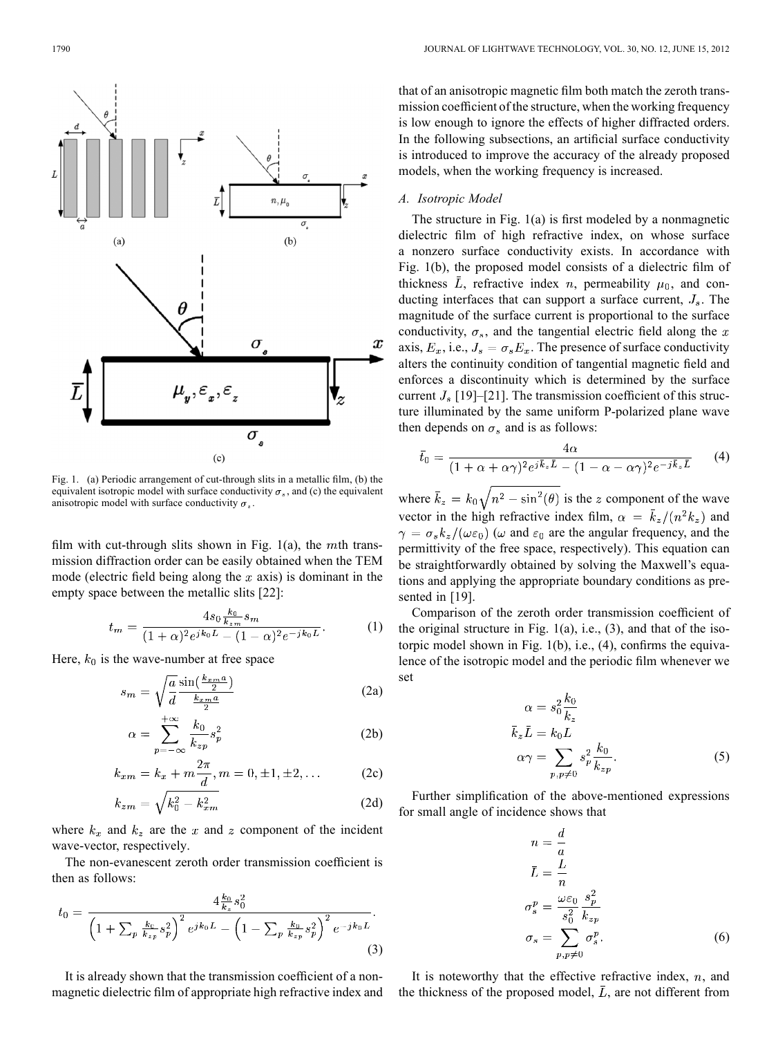Fig. 1. (a) Periodic arrangement of cut-through slits in a metallic film, (b) the equivalent isotropic model with surface conductivity $\sigma_s$, and (c) the equivalent anisotropic model with surface conductivity $\sigma_s$.

film with cut-through slits shown in Fig. 1(a), the $m$th transmission diffraction order can be easily obtained when the TEM mode (electric field being along the $x$ axis) is dominant in the empty space between the metallic slits [22]:

$$t_m = \frac{4s_0 \frac{k_0}{k_{zm}} s_m}{(1+\alpha)^2 e^{jk_0 L} - (1-\alpha)^2 e^{-jk_0 L}}. \tag{1}$$

Here, $k_0$ is the wave-number at free space

$$s_m = \sqrt{\frac{a}{d}} \frac{\sin(\frac{k_{xm} a}{2})}{\frac{k_{xm} a}{2}} \tag{2a}$$

$$\alpha = \sum_{p=-\infty}^{+\infty} \frac{k_0}{k_{zp}} s_p^2 \tag{2b}$$

$$k_{xm} = k_x + m\frac{2\pi}{d}, m = 0, \pm 1, \pm 2, \ldots \tag{2c}$$

$$k_{zm} = \sqrt{k_0^2 - k_{xm}^2} \tag{2d}$$

where $k_x$ and $k_z$ are the $x$ and $z$ component of the incident wave-vector, respectively.

The non-evanescent zeroth order transmission coefficient is then as follows:

$$t_0 = \frac{4\frac{k_0}{k_z} s_0^2}{\left(1+\sum_p \frac{k_0}{k_{zp}} s_p^2\right)^2 e^{jk_0 L} - \left(1-\sum_p \frac{k_0}{k_{zp}} s_p^2\right)^2 e^{-jk_0 L}}. \tag{3}$$

It is already shown that the transmission coefficient of a nonmagnetic dielectric film of appropriate high refractive index and that of an anisotropic magnetic film both match the zeroth transmission coefficient of the structure, when the working frequency is low enough to ignore the effects of higher diffracted orders. In the following subsections, an artificial surface conductivity is introduced to improve the accuracy of the already proposed models, when the working frequency is increased.

### A. Isotropic Model

The structure in Fig. 1(a) is first modeled by a nonmagnetic dielectric film of high refractive index, on whose surface a nonzero surface conductivity exists. In accordance with Fig. 1(b), the proposed model consists of a dielectric film of thickness $\bar{L}$, refractive index $n$, permeability $\mu_0$, and conducting interfaces that can support a surface current, $J_s$. The magnitude of the surface current is proportional to the surface conductivity, $\sigma_s$, and the tangential electric field along the $x$ axis, $E_x$, i.e., $J_s = \sigma_s E_x$. The presence of surface conductivity alters the continuity condition of tangential magnetic field and enforces a discontinuity which is determined by the surface current $J_s$ [19]–[21]. The transmission coefficient of this structure illuminated by the same uniform P-polarized plane wave then depends on $\sigma_s$ and is as follows:

$$\bar{t}_0 = \frac{4\alpha}{(1+\alpha+\alpha\gamma)^2 e^{j\bar{k}_z \bar{L}} - (1-\alpha-\alpha\gamma)^2 e^{-j\bar{k}_z \bar{L}}} \tag{4}$$

where $\bar{k}_z = k_0\sqrt{n^2 - \sin^2(\theta)}$ is the $z$ component of the wave vector in the high refractive index film, $\alpha = \bar{k}_z/(n^2 k_z)$ and $\gamma = \sigma_s k_z/(\omega\varepsilon_0)$ ($\omega$ and $\varepsilon_0$ are the angular frequency, and the permittivity of the free space, respectively). This equation can be straightforwardly obtained by solving the Maxwell's equations and applying the appropriate boundary conditions as presented in [19].

Comparison of the zeroth order transmission coefficient of the original structure in Fig. 1(a), i.e., (3), and that of the isotorpic model shown in Fig. 1(b), i.e., (4), confirms the equivalence of the isotropic model and the periodic film whenever we set

$$\alpha = s_0^2 \frac{k_0}{k_z}$$
$$\bar{k}_z \bar{L} = k_0 L$$
$$\alpha\gamma = \sum_{p, p\neq 0} s_p^2 \frac{k_0}{k_{zp}}. \tag{5}$$

Further simplification of the above-mentioned expressions for small angle of incidence shows that

$$n = \frac{d}{a}$$
$$\bar{L} = \frac{L}{n}$$
$$\sigma_s^p = \frac{\omega\varepsilon_0}{s_0^2} \frac{s_p^2}{k_{zp}}$$
$$\sigma_s = \sum_{p, p\neq 0} \sigma_s^p. \tag{6}$$

It is noteworthy that the effective refractive index, $n$, and the thickness of the proposed model, $\bar{L}$, are not different from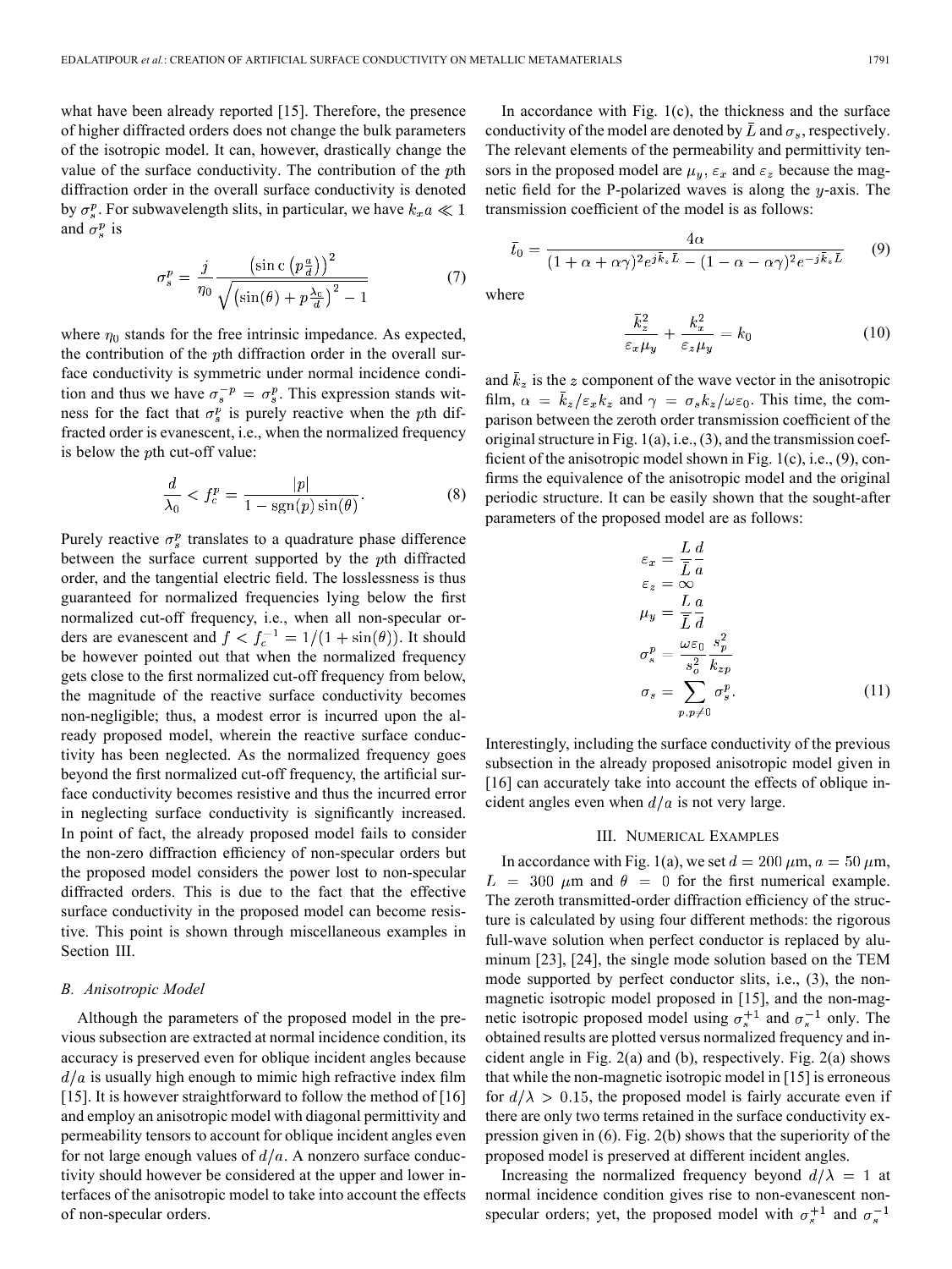what have been already reported [15]. Therefore, the presence of higher diffracted orders does not change the bulk parameters of the isotropic model. It can, however, drastically change the value of the surface conductivity. The contribution of the $p$th diffraction order in the overall surface conductivity is denoted by $\sigma_s^p$. For subwavelength slits, in particular, we have $k_x a \ll 1$ and $\sigma_s^p$ is

$$\sigma_s^p = \frac{j}{\eta_0} \frac{\left(\operatorname{sinc}\left(p\frac{a}{d}\right)\right)^2}{\sqrt{\left(\sin(\theta) + p\frac{\lambda_0}{d}\right)^2 - 1}} \tag{7}$$

where $\eta_0$ stands for the free intrinsic impedance. As expected, the contribution of the $p$th diffraction order in the overall surface conductivity is symmetric under normal incidence condition and thus we have $\sigma_s^{-p} = \sigma_s^p$. This expression stands witness for the fact that $\sigma_s^p$ is purely reactive when the $p$th diffracted order is evanescent, i.e., when the normalized frequency is below the $p$th cut-off value:

$$\frac{d}{\lambda_0} < f_c^p = \frac{|p|}{1 - \operatorname{sgn}(p)\sin(\theta)}. \tag{8}$$

Purely reactive $\sigma_s^p$ translates to a quadrature phase difference between the surface current supported by the $p$th diffracted order, and the tangential electric field. The losslessness is thus guaranteed for normalized frequencies lying below the first normalized cut-off frequency, i.e., when all non-specular orders are evanescent and $f < f_c^{-1} = 1/(1 + \sin(\theta))$. It should be however pointed out that when the normalized frequency gets close to the first normalized cut-off frequency from below, the magnitude of the reactive surface conductivity becomes non-negligible; thus, a modest error is incurred upon the already proposed model, wherein the reactive surface conductivity has been neglected. As the normalized frequency goes beyond the first normalized cut-off frequency, the artificial surface conductivity becomes resistive and thus the incurred error in neglecting surface conductivity is significantly increased. In point of fact, the already proposed model fails to consider the non-zero diffraction efficiency of non-specular orders but the proposed model considers the power lost to non-specular diffracted orders. This is due to the fact that the effective surface conductivity in the proposed model can become resistive. This point is shown through miscellaneous examples in Section III.

### B. Anisotropic Model

Although the parameters of the proposed model in the previous subsection are extracted at normal incidence condition, its accuracy is preserved even for oblique incident angles because $d/a$ is usually high enough to mimic high refractive index film [15]. It is however straightforward to follow the method of [16] and employ an anisotropic model with diagonal permittivity and permeability tensors to account for oblique incident angles even for not large enough values of $d/a$. A nonzero surface conductivity should however be considered at the upper and lower interfaces of the anisotropic model to take into account the effects of non-specular orders.

In accordance with Fig. 1(c), the thickness and the surface conductivity of the model are denoted by $\bar{L}$ and $\sigma_s$, respectively. The relevant elements of the permeability and permittivity tensors in the proposed model are $\mu_y$, $\varepsilon_x$ and $\varepsilon_z$ because the magnetic field for the P-polarized waves is along the $y$-axis. The transmission coefficient of the model is as follows:

$$\bar{t}_0 = \frac{4\alpha}{(1+\alpha+\alpha\gamma)^2 e^{j\bar{k}_z \bar{L}} - (1-\alpha-\alpha\gamma)^2 e^{-j\bar{k}_z \bar{L}}} \tag{9}$$

where

$$\frac{\bar{k}_z^2}{\varepsilon_x \mu_y} + \frac{k_x^2}{\varepsilon_z \mu_y} = k_0 \tag{10}$$

and $\bar{k}_z$ is the $z$ component of the wave vector in the anisotropic film, $\alpha = \bar{k}_z/\varepsilon_x k_z$ and $\gamma = \sigma_s k_z/\omega\varepsilon_0$. This time, the comparison between the zeroth order transmission coefficient of the original structure in Fig. 1(a), i.e., (3), and the transmission coefficient of the anisotropic model shown in Fig. 1(c), i.e., (9), confirms the equivalence of the anisotropic model and the original periodic structure. It can be easily shown that the sought-after parameters of the proposed model are as follows:

$$\begin{aligned}
\varepsilon_x &= \frac{L}{\bar{L}}\frac{d}{a} \\
\varepsilon_z &= \infty \\
\mu_y &= \frac{L}{\bar{L}}\frac{a}{d} \\
\sigma_s^p &= \frac{\omega\varepsilon_0}{s_o^2}\frac{s_p^2}{k_{zp}} \\
\sigma_s &= \sum_{p, p\neq 0} \sigma_s^p.
\end{aligned} \tag{11}$$

Interestingly, including the surface conductivity of the previous subsection in the already proposed anisotropic model given in [16] can accurately take into account the effects of oblique incident angles even when $d/a$ is not very large.

## III. Numerical Examples

In accordance with Fig. 1(a), we set $d = 200\ \mu$m, $a = 50\ \mu$m, $L = 300\ \mu$m and $\theta = 0$ for the first numerical example. The zeroth transmitted-order diffraction efficiency of the structure is calculated by using four different methods: the rigorous full-wave solution when perfect conductor is replaced by aluminum [23], [24], the single mode solution based on the TEM mode supported by perfect conductor slits, i.e., (3), the non-magnetic isotropic model proposed in [15], and the non-magnetic isotropic proposed model using $\sigma_s^{+1}$ and $\sigma_s^{-1}$ only. The obtained results are plotted versus normalized frequency and incident angle in Fig. 2(a) and (b), respectively. Fig. 2(a) shows that while the non-magnetic isotropic model in [15] is erroneous for $d/\lambda > 0.15$, the proposed model is fairly accurate even if there are only two terms retained in the surface conductivity expression given in (6). Fig. 2(b) shows that the superiority of the proposed model is preserved at different incident angles.

Increasing the normalized frequency beyond $d/\lambda = 1$ at normal incidence condition gives rise to non-evanescent non-specular orders; yet, the proposed model with $\sigma_s^{+1}$ and $\sigma_s^{-1}$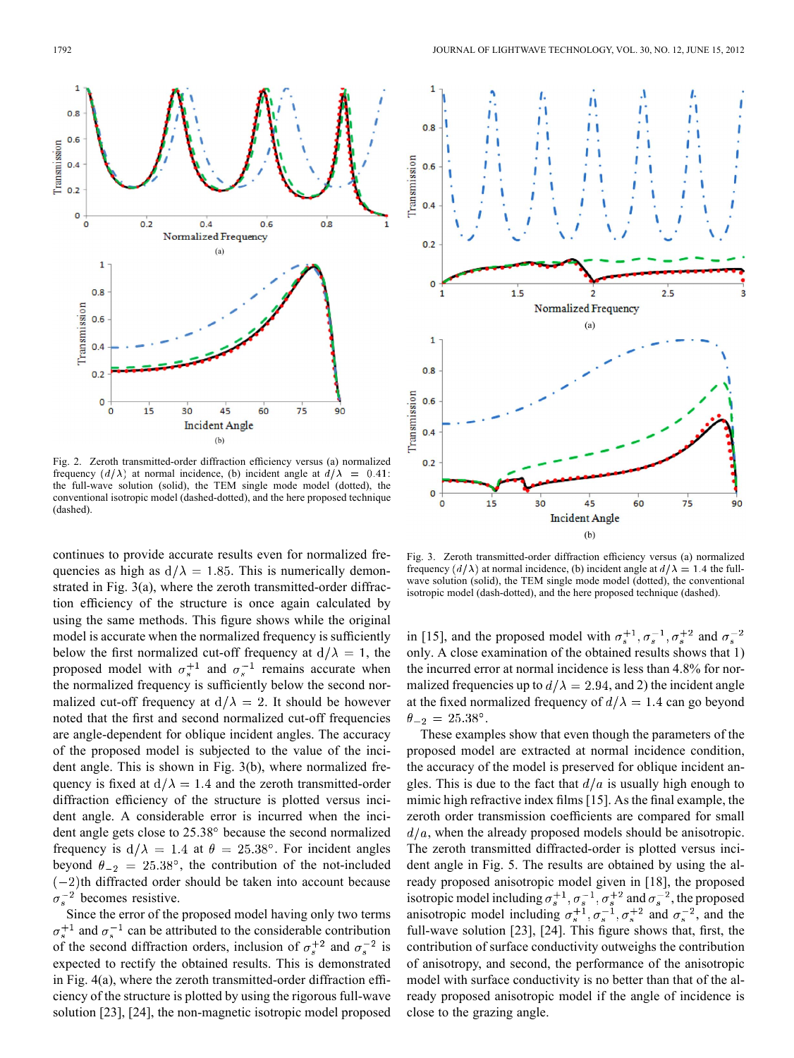Fig. 2. Zeroth transmitted-order diffraction efficiency versus (a) normalized frequency $(d/\lambda)$ at normal incidence, (b) incident angle at $d/\lambda = 0.41$: the full-wave solution (solid), the TEM single mode model (dotted), the conventional isotropic model (dashed-dotted), and the here proposed technique (dashed).

Fig. 3. Zeroth transmitted-order diffraction efficiency versus (a) normalized frequency $(d/\lambda)$ at normal incidence, (b) incident angle at $d/\lambda = 1.4$ the full-wave solution (solid), the TEM single mode model (dotted), the conventional isotropic model (dash-dotted), and the here proposed technique (dashed).

continues to provide accurate results even for normalized frequencies as high as $d/\lambda = 1.85$. This is numerically demonstrated in Fig. 3(a), where the zeroth transmitted-order diffraction efficiency of the structure is once again calculated by using the same methods. This figure shows while the original model is accurate when the normalized frequency is sufficiently below the first normalized cut-off frequency at $d/\lambda = 1$, the proposed model with $\sigma_s^{+1}$ and $\sigma_s^{-1}$ remains accurate when the normalized frequency is sufficiently below the second normalized cut-off frequency at $d/\lambda = 2$. It should be however noted that the first and second normalized cut-off frequencies are angle-dependent for oblique incident angles. The accuracy of the proposed model is subjected to the value of the incident angle. This is shown in Fig. 3(b), where normalized frequency is fixed at $d/\lambda = 1.4$ and the zeroth transmitted-order diffraction efficiency of the structure is plotted versus incident angle. A considerable error is incurred when the incident angle gets close to 25.38° because the second normalized frequency is $d/\lambda = 1.4$ at $\theta = 25.38°$. For incident angles beyond $\theta_{-2} = 25.38°$, the contribution of the not-included $(-2)$th diffracted order should be taken into account because $\sigma_s^{-2}$ becomes resistive.

Since the error of the proposed model having only two terms $\sigma_s^{+1}$ and $\sigma_s^{-1}$ can be attributed to the considerable contribution of the second diffraction orders, inclusion of $\sigma_s^{+2}$ and $\sigma_s^{-2}$ is expected to rectify the obtained results. This is demonstrated in Fig. 4(a), where the zeroth transmitted-order diffraction efficiency of the structure is plotted by using the rigorous full-wave solution [23], [24], the non-magnetic isotropic model proposed in [15], and the proposed model with $\sigma_s^{+1}, \sigma_s^{-1}, \sigma_s^{+2}$ and $\sigma_s^{-2}$ only. A close examination of the obtained results shows that 1) the incurred error at normal incidence is less than 4.8% for normalized frequencies up to $d/\lambda = 2.94$, and 2) the incident angle at the fixed normalized frequency of $d/\lambda = 1.4$ can go beyond $\theta_{-2} = 25.38°$.

These examples show that even though the parameters of the proposed model are extracted at normal incidence condition, the accuracy of the model is preserved for oblique incident angles. This is due to the fact that $d/a$ is usually high enough to mimic high refractive index films [15]. As the final example, the zeroth transmission coefficients are compared for small $d/a$, when the already proposed models should be anisotropic. The zeroth transmitted diffracted-order is plotted versus incident angle in Fig. 5. The results are obtained by using the already proposed anisotropic model given in [18], the proposed isotropic model including $\sigma_s^{+1}, \sigma_s^{-1}, \sigma_s^{+2}$ and $\sigma_s^{-2}$, the proposed anisotropic model including $\sigma_s^{+1}, \sigma_s^{-1}, \sigma_s^{+2}$ and $\sigma_s^{-2}$, and the full-wave solution [23], [24]. This figure shows that, first, the contribution of surface conductivity outweighs the contribution of anisotropy, and second, the performance of the anisotropic model with surface conductivity is no better than that of the already proposed anisotropic model if the angle of incidence is close to the grazing angle.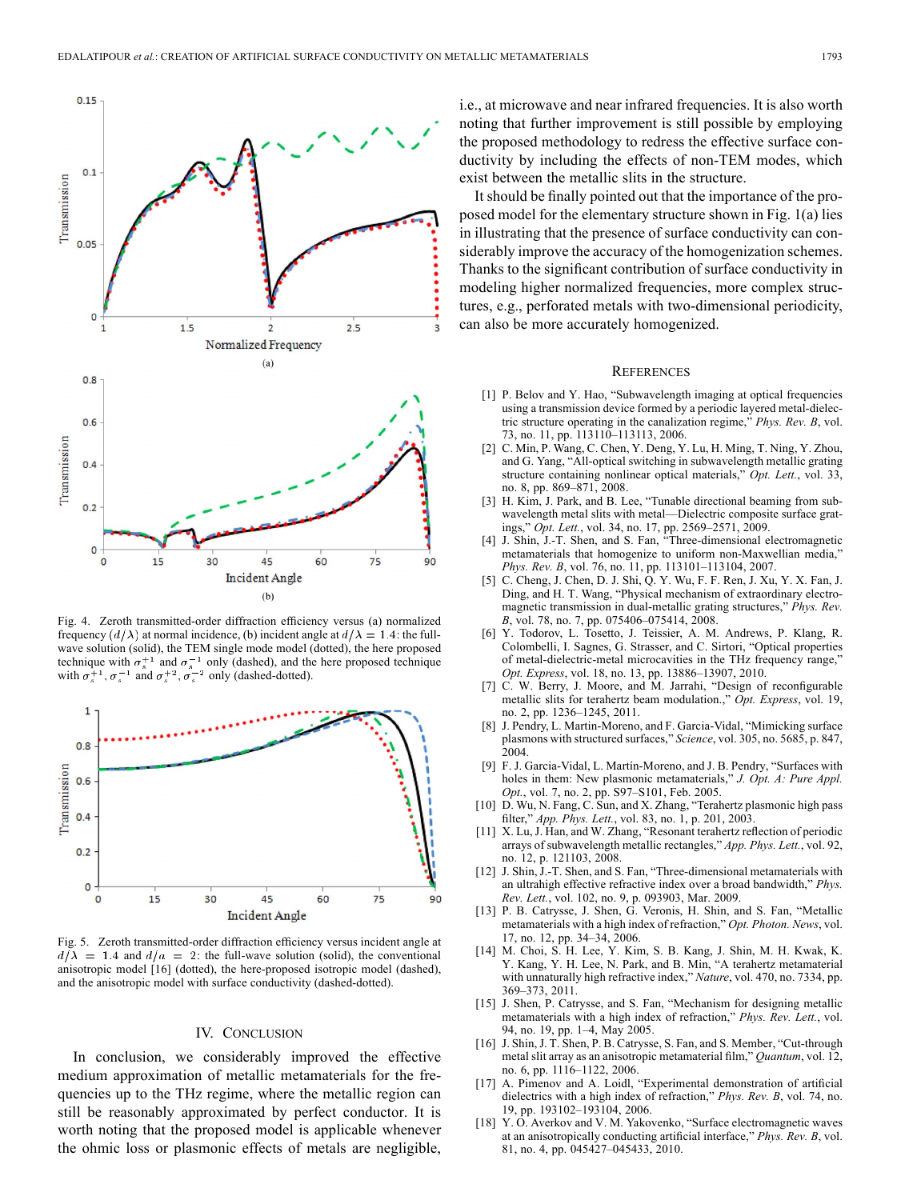Fig. 4. Zeroth transmitted-order diffraction efficiency versus (a) normalized frequency $(d/\lambda)$ at normal incidence, (b) incident angle at $d/\lambda = 1.4$: the full-wave solution (solid), the TEM single mode model (dotted), the here proposed technique with $\sigma_s^{+1}$ and $\sigma_s^{-1}$ only (dashed), and the here proposed technique with $\sigma_s^{+1}, \sigma_s^{-1}$ and $\sigma_s^{+2}, \sigma_s^{-2}$ only (dashed-dotted).

Fig. 5. Zeroth transmitted-order diffraction efficiency versus incident angle at $d/\lambda = 1.4$ and $d/a = 2$: the full-wave solution (solid), the conventional anisotropic model [16] (dotted), the here-proposed isotropic model (dashed), and the anisotropic model with surface conductivity (dashed-dotted).

## IV. Conclusion

In conclusion, we considerably improved the effective medium approximation of metallic metamaterials for the frequencies up to the THz regime, where the metallic region can still be reasonably approximated by perfect conductor. It is worth noting that the proposed model is applicable whenever the ohmic loss or plasmonic effects of metals are negligible, i.e., at microwave and near infrared frequencies. It is also worth noting that further improvement is still possible by employing the proposed methodology to redress the effective surface conductivity by including the effects of non-TEM modes, which exist between the metallic slits in the structure.

It should be finally pointed out that the importance of the proposed model for the elementary structure shown in Fig. 1(a) lies in illustrating that the presence of surface conductivity can considerably improve the accuracy of the homogenization schemes. Thanks to the significant contribution of surface conductivity in modeling higher normalized frequencies, more complex structures, e.g., perforated metals with two-dimensional periodicity, can also be more accurately homogenized.

## References

[1] P. Belov and Y. Hao, "Subwavelength imaging at optical frequencies using a transmission device formed by a periodic layered metal-dielectric structure operating in the canalization regime," *Phys. Rev. B*, vol. 73, no. 11, pp. 113110–113113, 2006.

[2] C. Min, P. Wang, C. Chen, Y. Deng, Y. Lu, H. Ming, T. Ning, Y. Zhou, and G. Yang, "All-optical switching in subwavelength metallic grating structure containing nonlinear optical materials," *Opt. Lett.*, vol. 33, no. 8, pp. 869–871, 2008.

[3] H. Kim, J. Park, and B. Lee, "Tunable directional beaming from subwavelength metal slits with metal—Dielectric composite surface gratings," *Opt. Lett.*, vol. 34, no. 17, pp. 2569–2571, 2009.

[4] J. Shin, J.-T. Shen, and S. Fan, "Three-dimensional electromagnetic metamaterials that homogenize to uniform non-Maxwellian media," *Phys. Rev. B*, vol. 76, no. 11, pp. 113101–113104, 2007.

[5] C. Cheng, J. Chen, D. J. Shi, Q. Y. Wu, F. F. Ren, J. Xu, Y. X. Fan, J. Ding, and H. T. Wang, "Physical mechanism of extraordinary electromagnetic transmission in dual-metallic grating structures," *Phys. Rev. B*, vol. 78, no. 7, pp. 075406–075414, 2008.

[6] Y. Todorov, L. Tosetto, J. Teissier, A. M. Andrews, P. Klang, R. Colombelli, I. Sagnes, G. Strasser, and C. Sirtori, "Optical properties of metal-dielectric-metal microcavities in the THz frequency range," *Opt. Express*, vol. 18, no. 13, pp. 13886–13907, 2010.

[7] C. W. Berry, J. Moore, and M. Jarrahi, "Design of reconfigurable metallic slits for terahertz beam modulation.," *Opt. Express*, vol. 19, no. 2, pp. 1236–1245, 2011.

[8] J. Pendry, L. Martin-Moreno, and F. Garcia-Vidal, "Mimicking surface plasmons with structured surfaces," *Science*, vol. 305, no. 5685, p. 847, 2004.

[9] F. J. Garcia-Vidal, L. Martín-Moreno, and J. B. Pendry, "Surfaces with holes in them: New plasmonic metamaterials," *J. Opt. A: Pure Appl. Opt.*, vol. 7, no. 2, pp. S97–S101, Feb. 2005.

[10] D. Wu, N. Fang, C. Sun, and X. Zhang, "Terahertz plasmonic high pass filter," *App. Phys. Lett.*, vol. 83, no. 1, p. 201, 2003.

[11] X. Lu, J. Han, and W. Zhang, "Resonant terahertz reflection of periodic arrays of subwavelength metallic rectangles," *App. Phys. Lett.*, vol. 92, no. 12, p. 121103, 2008.

[12] J. Shin, J.-T. Shen, and S. Fan, "Three-dimensional metamaterials with an ultrahigh effective refractive index over a broad bandwidth," *Phys. Rev. Lett.*, vol. 102, no. 9, p. 093903, Mar. 2009.

[13] P. B. Catrysse, J. Shen, G. Veronis, H. Shin, and S. Fan, "Metallic metamaterials with a high index of refraction," *Opt. Photon. News*, vol. 17, no. 12, pp. 34–34, 2006.

[14] M. Choi, S. H. Lee, Y. Kim, S. B. Kang, J. Shin, M. H. Kwak, K. Y. Kang, Y. H. Lee, N. Park, and B. Min, "A terahertz metamaterial with unnaturally high refractive index," *Nature*, vol. 470, no. 7334, pp. 369–373, 2011.

[15] J. Shen, P. Catrysse, and S. Fan, "Mechanism for designing metallic metamaterials with a high index of refraction," *Phys. Rev. Lett.*, vol. 94, no. 19, pp. 1–4, May 2005.

[16] J. Shin, J. T. Shen, P. B. Catrysse, S. Fan, and S. Member, "Cut-through metal slit array as an anisotropic metamaterial film," *Quantum*, vol. 12, no. 6, pp. 1116–1122, 2006.

[17] A. Pimenov and A. Loidl, "Experimental demonstration of artificial dielectrics with a high index of refraction," *Phys. Rev. B*, vol. 74, no. 19, pp. 193102–193104, 2006.

[18] Y. O. Averkov and V. M. Yakovenko, "Surface electromagnetic waves at an anisotropically conducting artificial interface," *Phys. Rev. B*, vol. 81, no. 4, pp. 045427–045433, 2010.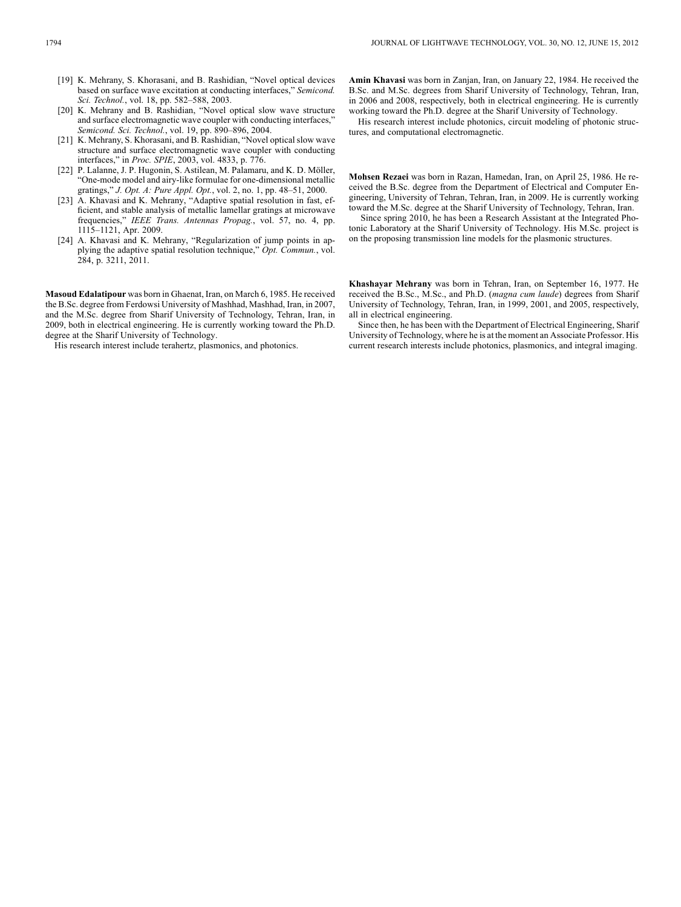[19] K. Mehrany, S. Khorasani, and B. Rashidian, "Novel optical devices based on surface wave excitation at conducting interfaces," *Semicond. Sci. Technol.*, vol. 18, pp. 582–588, 2003.

[20] K. Mehrany and B. Rashidian, "Novel optical slow wave structure and surface electromagnetic wave coupler with conducting interfaces," *Semicond. Sci. Technol.*, vol. 19, pp. 890–896, 2004.

[21] K. Mehrany, S. Khorasani, and B. Rashidian, "Novel optical slow wave structure and surface electromagnetic wave coupler with conducting interfaces," in *Proc. SPIE*, 2003, vol. 4833, p. 776.

[22] P. Lalanne, J. P. Hugonin, S. Astilean, M. Palamaru, and K. D. Möller, "One-mode model and airy-like formulae for one-dimensional metallic gratings," *J. Opt. A: Pure Appl. Opt.*, vol. 2, no. 1, pp. 48–51, 2000.

[23] A. Khavasi and K. Mehrany, "Adaptive spatial resolution in fast, efficient, and stable analysis of metallic lamellar gratings at microwave frequencies," *IEEE Trans. Antennas Propag.*, vol. 57, no. 4, pp. 1115–1121, Apr. 2009.

[24] A. Khavasi and K. Mehrany, "Regularization of jump points in applying the adaptive spatial resolution technique," *Opt. Commun.*, vol. 284, p. 3211, 2011.

**Masoud Edalatipour** was born in Ghaenat, Iran, on March 6, 1985. He received the B.Sc. degree from Ferdowsi University of Mashhad, Mashhad, Iran, in 2007, and the M.Sc. degree from Sharif University of Technology, Tehran, Iran, in 2009, both in electrical engineering. He is currently working toward the Ph.D. degree at the Sharif University of Technology.

His research interest include terahertz, plasmonics, and photonics.

**Amin Khavasi** was born in Zanjan, Iran, on January 22, 1984. He received the B.Sc. and M.Sc. degrees from Sharif University of Technology, Tehran, Iran, in 2006 and 2008, respectively, both in electrical engineering. He is currently working toward the Ph.D. degree at the Sharif University of Technology.

His research interest include photonics, circuit modeling of photonic structures, and computational electromagnetic.

**Mohsen Rezaei** was born in Razan, Hamedan, Iran, on April 25, 1986. He received the B.Sc. degree from the Department of Electrical and Computer Engineering, University of Tehran, Tehran, Iran, in 2009. He is currently working toward the M.Sc. degree at the Sharif University of Technology, Tehran, Iran.

Since spring 2010, he has been a Research Assistant at the Integrated Photonic Laboratory at the Sharif University of Technology. His M.Sc. project is on the proposing transmission line models for the plasmonic structures.

**Khashayar Mehrany** was born in Tehran, Iran, on September 16, 1977. He received the B.Sc., M.Sc., and Ph.D. (*magna cum laude*) degrees from Sharif University of Technology, Tehran, Iran, in 1999, 2001, and 2005, respectively, all in electrical engineering.

Since then, he has been with the Department of Electrical Engineering, Sharif University of Technology, where he is at the moment an Associate Professor. His current research interests include photonics, plasmonics, and integral imaging.